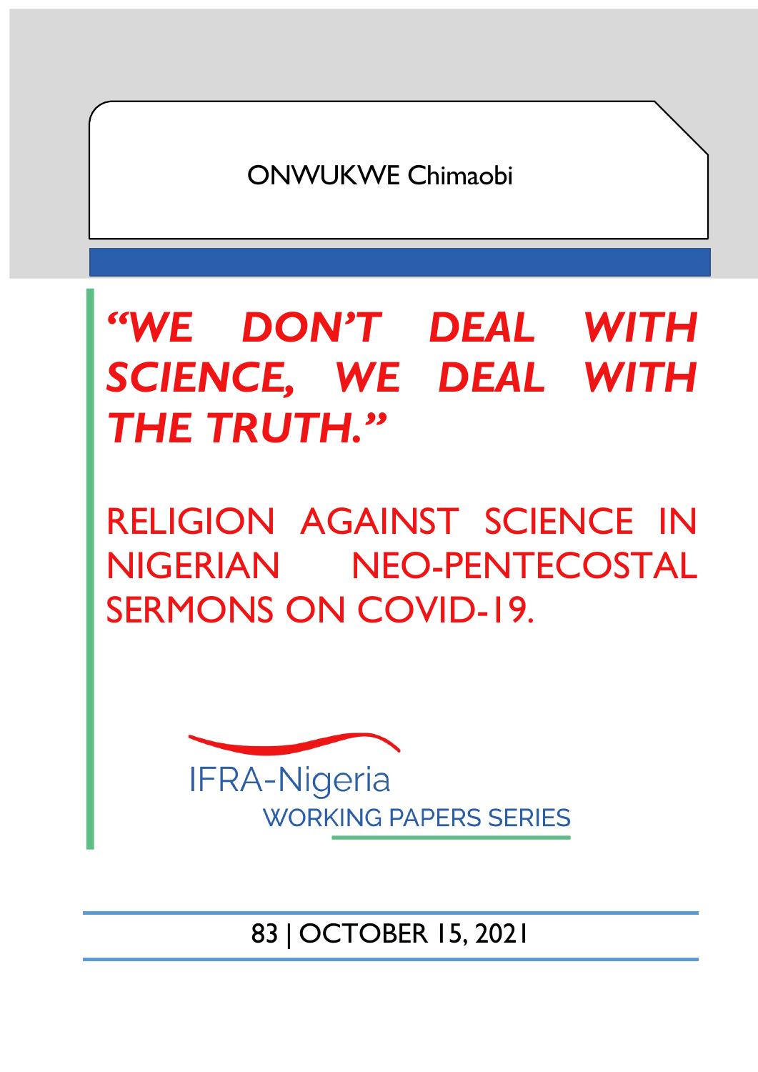ONWUKWE Chimaobi

# *"WE DON'T DEAL WITH SCIENCE, WE DEAL WITH THE TRUTH."*

## RELIGION AGAINST SCIENCE IN NIGERIAN NEO-PENTECOSTAL SERMONS ON COVID-19.

IFRA-Nigeria

WORKING PAPERS SERIES

83 | OCTOBER 15, 2021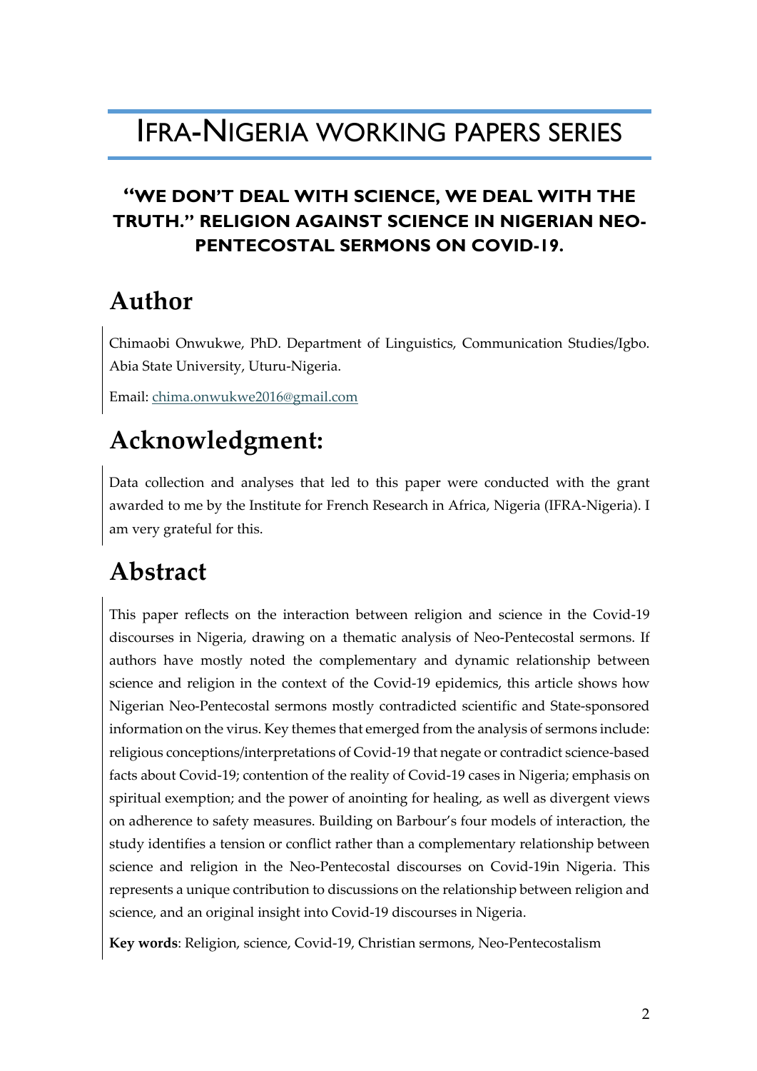# IFRA-NIGERIA WORKING PAPERS SERIES

**"WE DON'T DEAL WITH SCIENCE, WE DEAL WITH THE TRUTH." RELIGION AGAINST SCIENCE IN NIGERIAN NEO-PENTECOSTAL SERMONS ON COVID-19.**

## Author

Chimaobi Onwukwe, PhD. Department of Linguistics, Communication Studies/Igbo. Abia State University, Uturu-Nigeria.

Email: chima.onwukwe2016@gmail.com

## Acknowledgment:

Data collection and analyses that led to this paper were conducted with the grant awarded to me by the Institute for French Research in Africa, Nigeria (IFRA-Nigeria). I am very grateful for this.

## Abstract

This paper reflects on the interaction between religion and science in the Covid-19 discourses in Nigeria, drawing on a thematic analysis of Neo-Pentecostal sermons. If authors have mostly noted the complementary and dynamic relationship between science and religion in the context of the Covid-19 epidemics, this article shows how Nigerian Neo-Pentecostal sermons mostly contradicted scientific and State-sponsored information on the virus. Key themes that emerged from the analysis of sermons include: religious conceptions/interpretations of Covid-19 that negate or contradict science-based facts about Covid-19; contention of the reality of Covid-19 cases in Nigeria; emphasis on spiritual exemption; and the power of anointing for healing, as well as divergent views on adherence to safety measures. Building on Barbour's four models of interaction, the study identifies a tension or conflict rather than a complementary relationship between science and religion in the Neo-Pentecostal discourses on Covid-19in Nigeria. This represents a unique contribution to discussions on the relationship between religion and science, and an original insight into Covid-19 discourses in Nigeria.

**Key words**: Religion, science, Covid-19, Christian sermons, Neo-Pentecostalism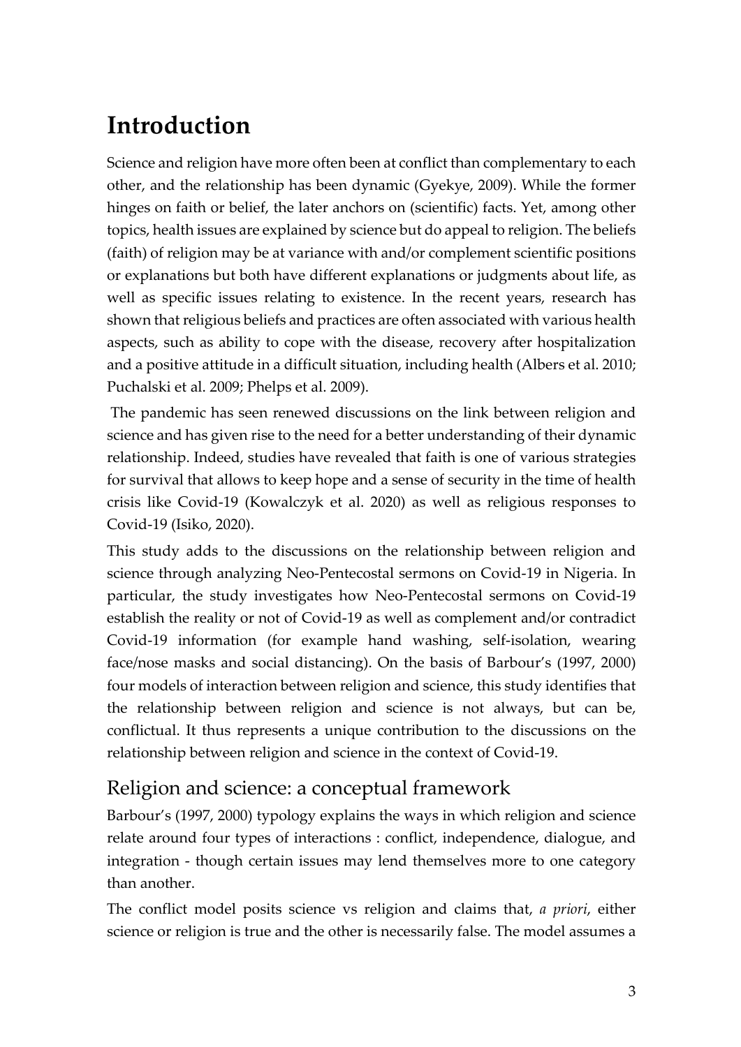# Introduction

Science and religion have more often been at conflict than complementary to each other, and the relationship has been dynamic (Gyekye, 2009). While the former hinges on faith or belief, the later anchors on (scientific) facts. Yet, among other topics, health issues are explained by science but do appeal to religion. The beliefs (faith) of religion may be at variance with and/or complement scientific positions or explanations but both have different explanations or judgments about life, as well as specific issues relating to existence. In the recent years, research has shown that religious beliefs and practices are often associated with various health aspects, such as ability to cope with the disease, recovery after hospitalization and a positive attitude in a difficult situation, including health (Albers et al. 2010; Puchalski et al. 2009; Phelps et al. 2009).

The pandemic has seen renewed discussions on the link between religion and science and has given rise to the need for a better understanding of their dynamic relationship. Indeed, studies have revealed that faith is one of various strategies for survival that allows to keep hope and a sense of security in the time of health crisis like Covid-19 (Kowalczyk et al. 2020) as well as religious responses to Covid-19 (Isiko, 2020).

This study adds to the discussions on the relationship between religion and science through analyzing Neo-Pentecostal sermons on Covid-19 in Nigeria. In particular, the study investigates how Neo-Pentecostal sermons on Covid-19 establish the reality or not of Covid-19 as well as complement and/or contradict Covid-19 information (for example hand washing, self-isolation, wearing face/nose masks and social distancing). On the basis of Barbour's (1997, 2000) four models of interaction between religion and science, this study identifies that the relationship between religion and science is not always, but can be, conflictual. It thus represents a unique contribution to the discussions on the relationship between religion and science in the context of Covid-19.

## Religion and science: a conceptual framework

Barbour's (1997, 2000) typology explains the ways in which religion and science relate around four types of interactions : conflict, independence, dialogue, and integration - though certain issues may lend themselves more to one category than another.

The conflict model posits science vs religion and claims that, *a priori*, either science or religion is true and the other is necessarily false. The model assumes a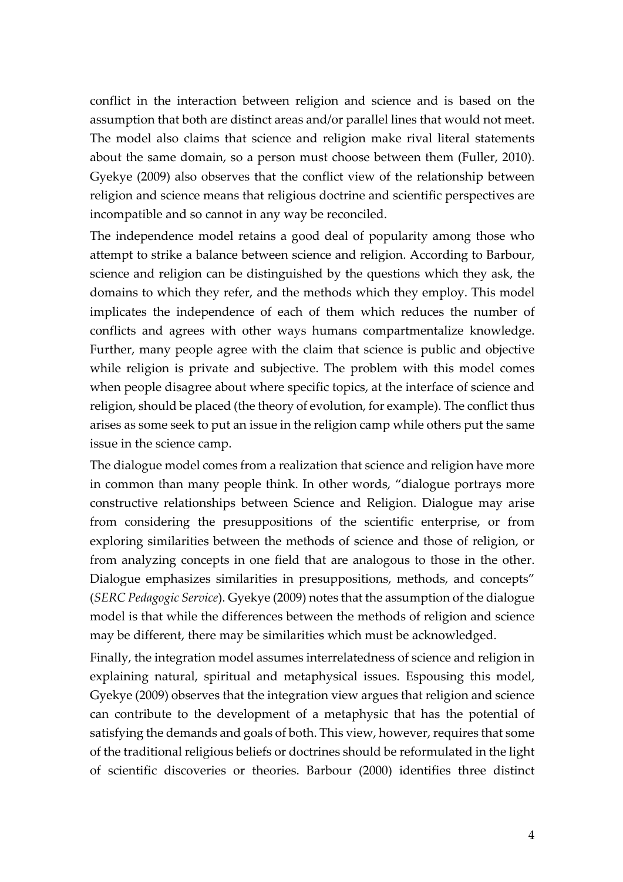conflict in the interaction between religion and science and is based on the assumption that both are distinct areas and/or parallel lines that would not meet. The model also claims that science and religion make rival literal statements about the same domain, so a person must choose between them (Fuller, 2010). Gyekye (2009) also observes that the conflict view of the relationship between religion and science means that religious doctrine and scientific perspectives are incompatible and so cannot in any way be reconciled.

The independence model retains a good deal of popularity among those who attempt to strike a balance between science and religion. According to Barbour, science and religion can be distinguished by the questions which they ask, the domains to which they refer, and the methods which they employ. This model implicates the independence of each of them which reduces the number of conflicts and agrees with other ways humans compartmentalize knowledge. Further, many people agree with the claim that science is public and objective while religion is private and subjective. The problem with this model comes when people disagree about where specific topics, at the interface of science and religion, should be placed (the theory of evolution, for example). The conflict thus arises as some seek to put an issue in the religion camp while others put the same issue in the science camp.

The dialogue model comes from a realization that science and religion have more in common than many people think. In other words, "dialogue portrays more constructive relationships between Science and Religion. Dialogue may arise from considering the presuppositions of the scientific enterprise, or from exploring similarities between the methods of science and those of religion, or from analyzing concepts in one field that are analogous to those in the other. Dialogue emphasizes similarities in presuppositions, methods, and concepts" (*SERC Pedagogic Service*). Gyekye (2009) notes that the assumption of the dialogue model is that while the differences between the methods of religion and science may be different, there may be similarities which must be acknowledged.

Finally, the integration model assumes interrelatedness of science and religion in explaining natural, spiritual and metaphysical issues. Espousing this model, Gyekye (2009) observes that the integration view argues that religion and science can contribute to the development of a metaphysic that has the potential of satisfying the demands and goals of both. This view, however, requires that some of the traditional religious beliefs or doctrines should be reformulated in the light of scientific discoveries or theories. Barbour (2000) identifies three distinct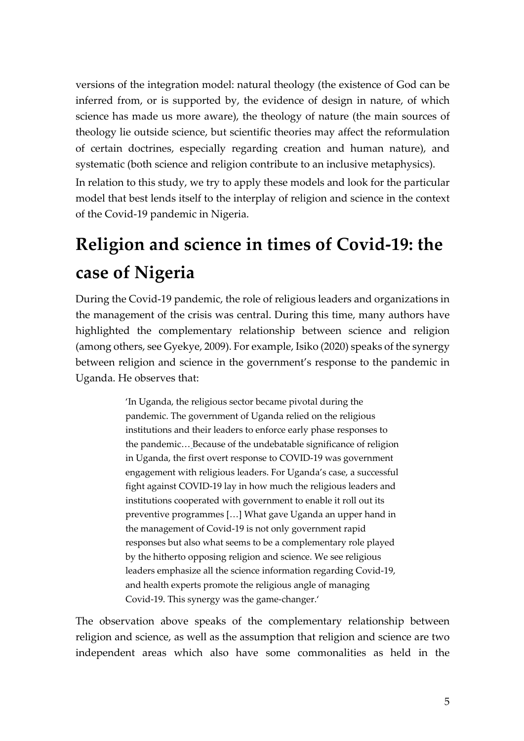versions of the integration model: natural theology (the existence of God can be inferred from, or is supported by, the evidence of design in nature, of which science has made us more aware), the theology of nature (the main sources of theology lie outside science, but scientific theories may affect the reformulation of certain doctrines, especially regarding creation and human nature), and systematic (both science and religion contribute to an inclusive metaphysics).

In relation to this study, we try to apply these models and look for the particular model that best lends itself to the interplay of religion and science in the context of the Covid-19 pandemic in Nigeria.

## Religion and science in times of Covid-19: the case of Nigeria

During the Covid-19 pandemic, the role of religious leaders and organizations in the management of the crisis was central. During this time, many authors have highlighted the complementary relationship between science and religion (among others, see Gyekye, 2009). For example, Isiko (2020) speaks of the synergy between religion and science in the government's response to the pandemic in Uganda. He observes that:

> 'In Uganda, the religious sector became pivotal during the pandemic. The government of Uganda relied on the religious institutions and their leaders to enforce early phase responses to the pandemic… Because of the undebatable significance of religion in Uganda, the first overt response to COVID-19 was government engagement with religious leaders. For Uganda's case, a successful fight against COVID-19 lay in how much the religious leaders and institutions cooperated with government to enable it roll out its preventive programmes […] What gave Uganda an upper hand in the management of Covid-19 is not only government rapid responses but also what seems to be a complementary role played by the hitherto opposing religion and science. We see religious leaders emphasize all the science information regarding Covid-19, and health experts promote the religious angle of managing Covid-19. This synergy was the game-changer.'

The observation above speaks of the complementary relationship between religion and science, as well as the assumption that religion and science are two independent areas which also have some commonalities as held in the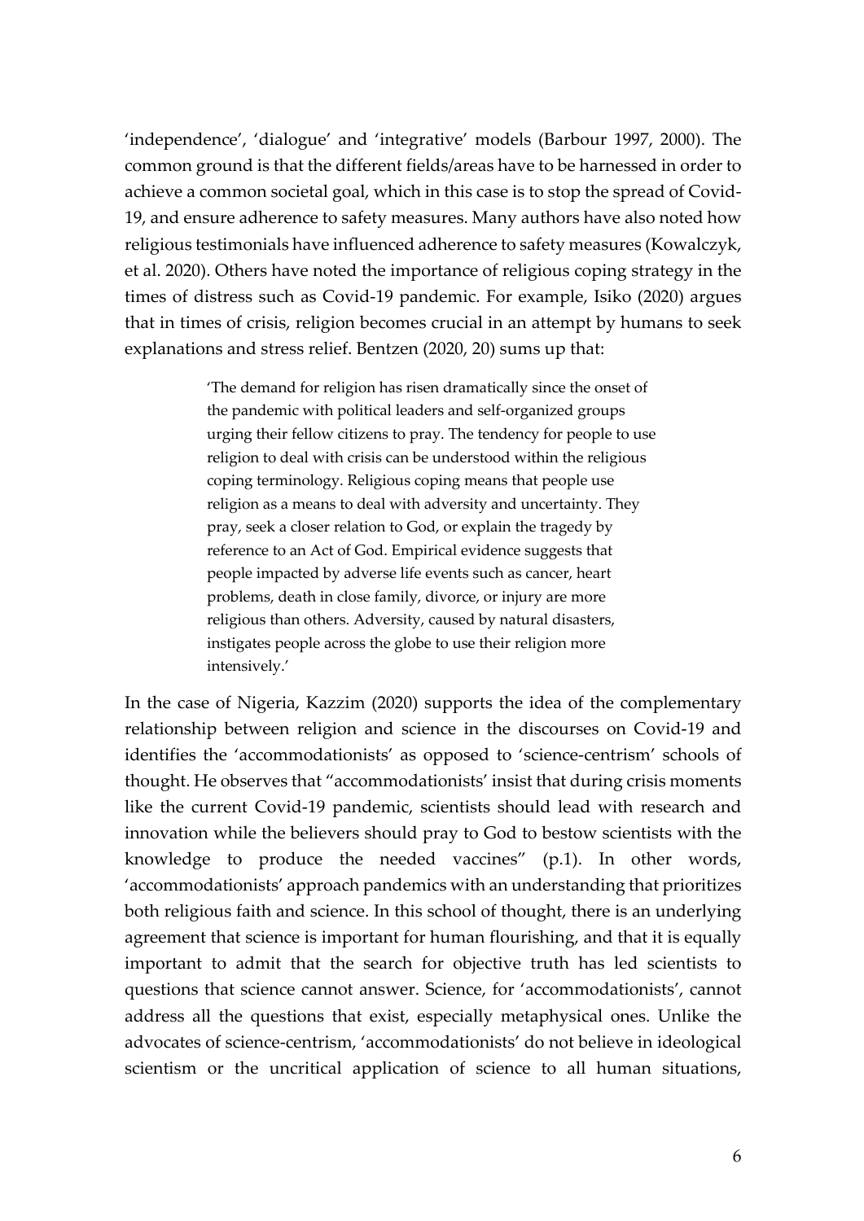'independence', 'dialogue' and 'integrative' models (Barbour 1997, 2000). The common ground is that the different fields/areas have to be harnessed in order to achieve a common societal goal, which in this case is to stop the spread of Covid-19, and ensure adherence to safety measures. Many authors have also noted how religious testimonials have influenced adherence to safety measures (Kowalczyk, et al. 2020). Others have noted the importance of religious coping strategy in the times of distress such as Covid-19 pandemic. For example, Isiko (2020) argues that in times of crisis, religion becomes crucial in an attempt by humans to seek explanations and stress relief. Bentzen (2020, 20) sums up that:

> 'The demand for religion has risen dramatically since the onset of the pandemic with political leaders and self-organized groups urging their fellow citizens to pray. The tendency for people to use religion to deal with crisis can be understood within the religious coping terminology. Religious coping means that people use religion as a means to deal with adversity and uncertainty. They pray, seek a closer relation to God, or explain the tragedy by reference to an Act of God. Empirical evidence suggests that people impacted by adverse life events such as cancer, heart problems, death in close family, divorce, or injury are more religious than others. Adversity, caused by natural disasters, instigates people across the globe to use their religion more intensively.'

In the case of Nigeria, Kazzim (2020) supports the idea of the complementary relationship between religion and science in the discourses on Covid-19 and identifies the 'accommodationists' as opposed to 'science-centrism' schools of thought. He observes that "accommodationists' insist that during crisis moments like the current Covid-19 pandemic, scientists should lead with research and innovation while the believers should pray to God to bestow scientists with the knowledge to produce the needed vaccines" (p.1). In other words, 'accommodationists' approach pandemics with an understanding that prioritizes both religious faith and science. In this school of thought, there is an underlying agreement that science is important for human flourishing, and that it is equally important to admit that the search for objective truth has led scientists to questions that science cannot answer. Science, for 'accommodationists', cannot address all the questions that exist, especially metaphysical ones. Unlike the advocates of science-centrism, 'accommodationists' do not believe in ideological scientism or the uncritical application of science to all human situations,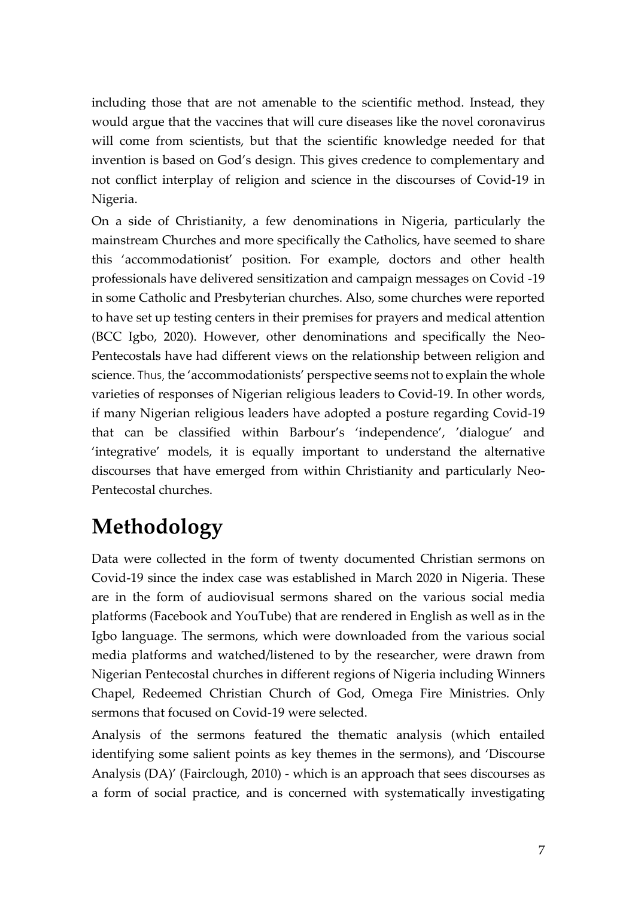including those that are not amenable to the scientific method. Instead, they would argue that the vaccines that will cure diseases like the novel coronavirus will come from scientists, but that the scientific knowledge needed for that invention is based on God's design. This gives credence to complementary and not conflict interplay of religion and science in the discourses of Covid-19 in Nigeria.

On a side of Christianity, a few denominations in Nigeria, particularly the mainstream Churches and more specifically the Catholics, have seemed to share this 'accommodationist' position. For example, doctors and other health professionals have delivered sensitization and campaign messages on Covid -19 in some Catholic and Presbyterian churches. Also, some churches were reported to have set up testing centers in their premises for prayers and medical attention (BCC Igbo, 2020). However, other denominations and specifically the Neo-Pentecostals have had different views on the relationship between religion and science. Thus, the 'accommodationists' perspective seems not to explain the whole varieties of responses of Nigerian religious leaders to Covid-19. In other words, if many Nigerian religious leaders have adopted a posture regarding Covid-19 that can be classified within Barbour's 'independence', 'dialogue' and 'integrative' models, it is equally important to understand the alternative discourses that have emerged from within Christianity and particularly Neo-Pentecostal churches.

## Methodology

Data were collected in the form of twenty documented Christian sermons on Covid-19 since the index case was established in March 2020 in Nigeria. These are in the form of audiovisual sermons shared on the various social media platforms (Facebook and YouTube) that are rendered in English as well as in the Igbo language. The sermons, which were downloaded from the various social media platforms and watched/listened to by the researcher, were drawn from Nigerian Pentecostal churches in different regions of Nigeria including Winners Chapel, Redeemed Christian Church of God, Omega Fire Ministries. Only sermons that focused on Covid-19 were selected.

Analysis of the sermons featured the thematic analysis (which entailed identifying some salient points as key themes in the sermons), and 'Discourse Analysis (DA)' (Fairclough, 2010) - which is an approach that sees discourses as a form of social practice, and is concerned with systematically investigating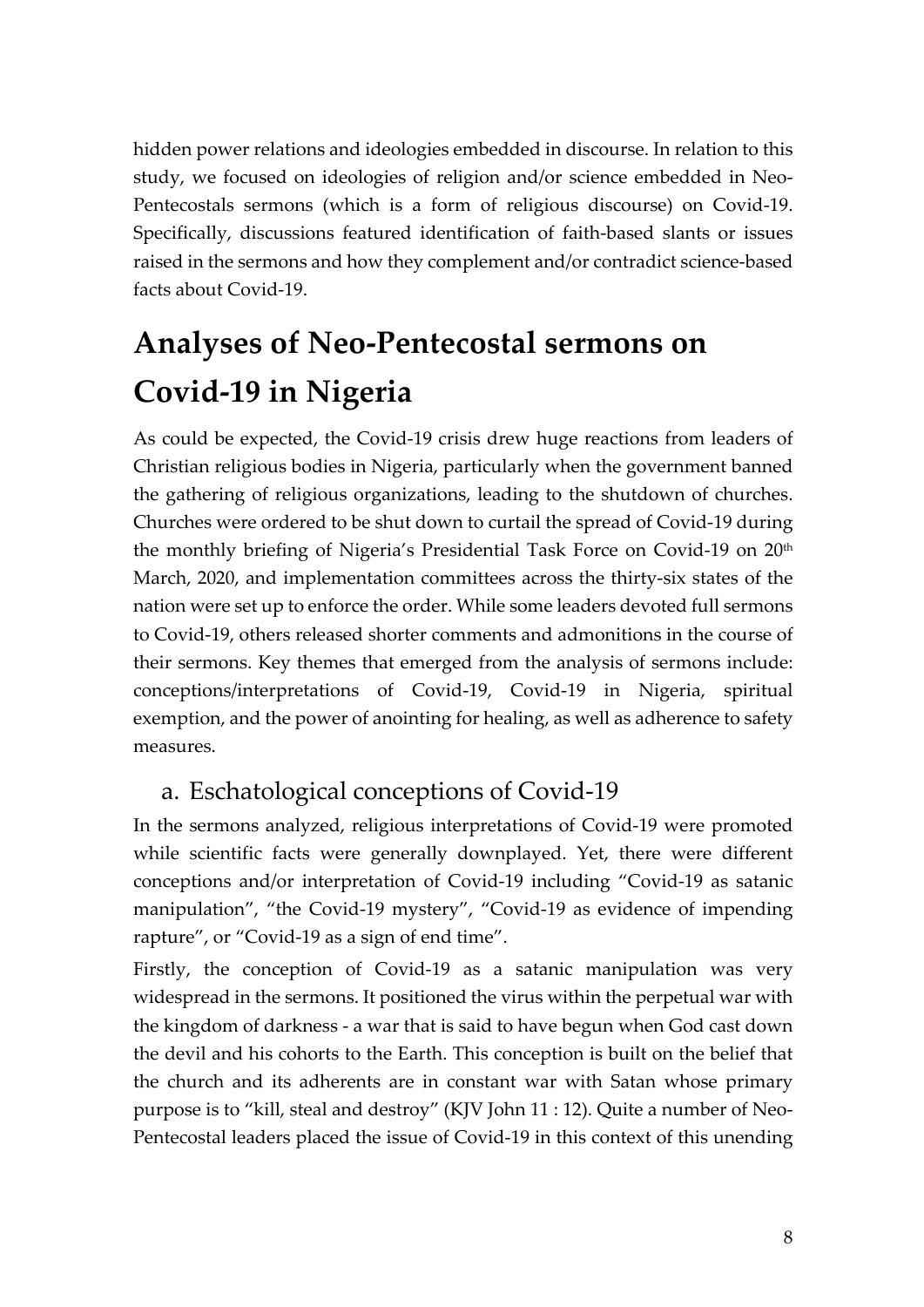hidden power relations and ideologies embedded in discourse. In relation to this study, we focused on ideologies of religion and/or science embedded in Neo-Pentecostals sermons (which is a form of religious discourse) on Covid-19. Specifically, discussions featured identification of faith-based slants or issues raised in the sermons and how they complement and/or contradict science-based facts about Covid-19.

# Analyses of Neo-Pentecostal sermons on Covid-19 in Nigeria

As could be expected, the Covid-19 crisis drew huge reactions from leaders of Christian religious bodies in Nigeria, particularly when the government banned the gathering of religious organizations, leading to the shutdown of churches. Churches were ordered to be shut down to curtail the spread of Covid-19 during the monthly briefing of Nigeria's Presidential Task Force on Covid-19 on 20th March, 2020, and implementation committees across the thirty-six states of the nation were set up to enforce the order. While some leaders devoted full sermons to Covid-19, others released shorter comments and admonitions in the course of their sermons. Key themes that emerged from the analysis of sermons include: conceptions/interpretations of Covid-19, Covid-19 in Nigeria, spiritual exemption, and the power of anointing for healing, as well as adherence to safety measures.

## a. Eschatological conceptions of Covid-19

In the sermons analyzed, religious interpretations of Covid-19 were promoted while scientific facts were generally downplayed. Yet, there were different conceptions and/or interpretation of Covid-19 including "Covid-19 as satanic manipulation", "the Covid-19 mystery", "Covid-19 as evidence of impending rapture", or "Covid-19 as a sign of end time".

Firstly, the conception of Covid-19 as a satanic manipulation was very widespread in the sermons. It positioned the virus within the perpetual war with the kingdom of darkness - a war that is said to have begun when God cast down the devil and his cohorts to the Earth. This conception is built on the belief that the church and its adherents are in constant war with Satan whose primary purpose is to "kill, steal and destroy" (KJV John 11 : 12). Quite a number of Neo-Pentecostal leaders placed the issue of Covid-19 in this context of this unending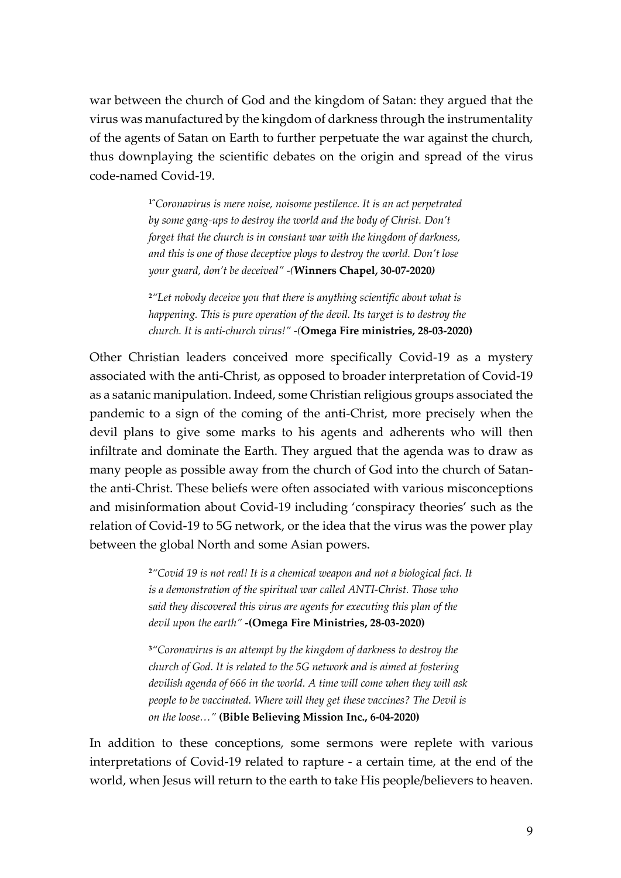war between the church of God and the kingdom of Satan: they argued that the virus was manufactured by the kingdom of darkness through the instrumentality of the agents of Satan on Earth to further perpetuate the war against the church, thus downplaying the scientific debates on the origin and spread of the virus code-named Covid-19.

> [1]*"Coronavirus is mere noise, noisome pestilence. It is an act perpetrated by some gang-ups to destroy the world and the body of Christ. Don't forget that the church is in constant war with the kingdom of darkness, and this is one of those deceptive ploys to destroy the world. Don't lose your guard, don't be deceived" -(***Winners Chapel, 30-07-2020***)*

> [2]*"Let nobody deceive you that there is anything scientific about what is happening. This is pure operation of the devil. Its target is to destroy the church. It is anti-church virus!" -(***Omega Fire ministries, 28-03-2020)**

Other Christian leaders conceived more specifically Covid-19 as a mystery associated with the anti-Christ, as opposed to broader interpretation of Covid-19 as a satanic manipulation. Indeed, some Christian religious groups associated the pandemic to a sign of the coming of the anti-Christ, more precisely when the devil plans to give some marks to his agents and adherents who will then infiltrate and dominate the Earth. They argued that the agenda was to draw as many people as possible away from the church of God into the church of Satan-the anti-Christ. These beliefs were often associated with various misconceptions and misinformation about Covid-19 including 'conspiracy theories' such as the relation of Covid-19 to 5G network, or the idea that the virus was the power play between the global North and some Asian powers.

> [2]*"Covid 19 is not real! It is a chemical weapon and not a biological fact. It is a demonstration of the spiritual war called ANTI-Christ. Those who said they discovered this virus are agents for executing this plan of the devil upon the earth"* **-(Omega Fire Ministries, 28-03-2020)**

> [3]*"Coronavirus is an attempt by the kingdom of darkness to destroy the church of God. It is related to the 5G network and is aimed at fostering devilish agenda of 666 in the world. A time will come when they will ask people to be vaccinated. Where will they get these vaccines? The Devil is on the loose…"* **(Bible Believing Mission Inc., 6-04-2020)**

In addition to these conceptions, some sermons were replete with various interpretations of Covid-19 related to rapture - a certain time, at the end of the world, when Jesus will return to the earth to take His people/believers to heaven.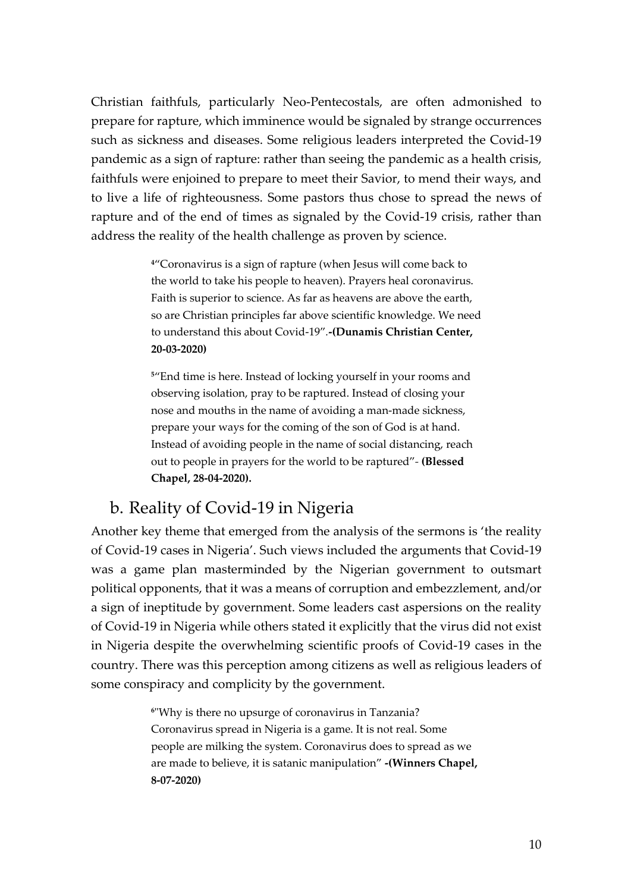Christian faithfuls, particularly Neo-Pentecostals, are often admonished to prepare for rapture, which imminence would be signaled by strange occurrences such as sickness and diseases. Some religious leaders interpreted the Covid-19 pandemic as a sign of rapture: rather than seeing the pandemic as a health crisis, faithfuls were enjoined to prepare to meet their Savior, to mend their ways, and to live a life of righteousness. Some pastors thus chose to spread the news of rapture and of the end of times as signaled by the Covid-19 crisis, rather than address the reality of the health challenge as proven by science.

> [4]"Coronavirus is a sign of rapture (when Jesus will come back to the world to take his people to heaven). Prayers heal coronavirus. Faith is superior to science. As far as heavens are above the earth, so are Christian principles far above scientific knowledge. We need to understand this about Covid-19".**-(Dunamis Christian Center, 20-03-2020)**

> [5]"End time is here. Instead of locking yourself in your rooms and observing isolation, pray to be raptured. Instead of closing your nose and mouths in the name of avoiding a man-made sickness, prepare your ways for the coming of the son of God is at hand. Instead of avoiding people in the name of social distancing, reach out to people in prayers for the world to be raptured"- **(Blessed Chapel, 28-04-2020).**

## b. Reality of Covid-19 in Nigeria

Another key theme that emerged from the analysis of the sermons is 'the reality of Covid-19 cases in Nigeria'. Such views included the arguments that Covid-19 was a game plan masterminded by the Nigerian government to outsmart political opponents, that it was a means of corruption and embezzlement, and/or a sign of ineptitude by government. Some leaders cast aspersions on the reality of Covid-19 in Nigeria while others stated it explicitly that the virus did not exist in Nigeria despite the overwhelming scientific proofs of Covid-19 cases in the country. There was this perception among citizens as well as religious leaders of some conspiracy and complicity by the government.

> [6]"Why is there no upsurge of coronavirus in Tanzania? Coronavirus spread in Nigeria is a game. It is not real. Some people are milking the system. Coronavirus does to spread as we are made to believe, it is satanic manipulation" **-(Winners Chapel, 8-07-2020)**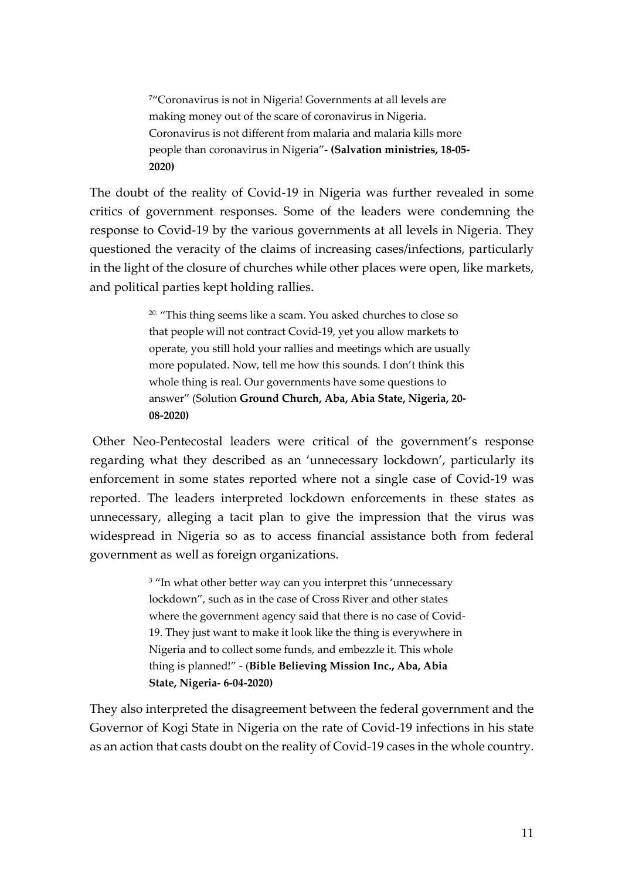> [7]"Coronavirus is not in Nigeria! Governments at all levels are making money out of the scare of coronavirus in Nigeria. Coronavirus is not different from malaria and malaria kills more people than coronavirus in Nigeria"- **(Salvation ministries, 18-05-2020)**

The doubt of the reality of Covid-19 in Nigeria was further revealed in some critics of government responses. Some of the leaders were condemning the response to Covid-19 by the various governments at all levels in Nigeria. They questioned the veracity of the claims of increasing cases/infections, particularly in the light of the closure of churches while other places were open, like markets, and political parties kept holding rallies.

> [20.] "This thing seems like a scam. You asked churches to close so that people will not contract Covid-19, yet you allow markets to operate, you still hold your rallies and meetings which are usually more populated. Now, tell me how this sounds. I don't think this whole thing is real. Our governments have some questions to answer" (Solution **Ground Church, Aba, Abia State, Nigeria, 20-08-2020)**

Other Neo-Pentecostal leaders were critical of the government's response regarding what they described as an 'unnecessary lockdown', particularly its enforcement in some states reported where not a single case of Covid-19 was reported. The leaders interpreted lockdown enforcements in these states as unnecessary, alleging a tacit plan to give the impression that the virus was widespread in Nigeria so as to access financial assistance both from federal government as well as foreign organizations.

> [3] "In what other better way can you interpret this 'unnecessary lockdown", such as in the case of Cross River and other states where the government agency said that there is no case of Covid-19. They just want to make it look like the thing is everywhere in Nigeria and to collect some funds, and embezzle it. This whole thing is planned!" - (**Bible Believing Mission Inc., Aba, Abia State, Nigeria- 6-04-2020)**

They also interpreted the disagreement between the federal government and the Governor of Kogi State in Nigeria on the rate of Covid-19 infections in his state as an action that casts doubt on the reality of Covid-19 cases in the whole country.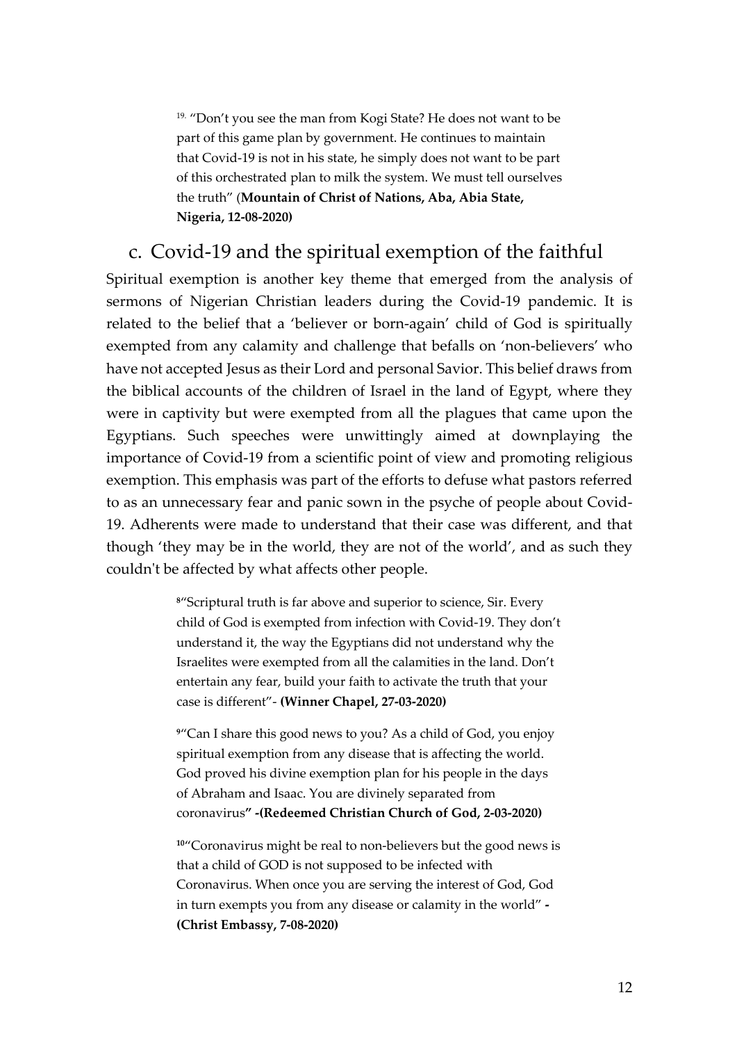> [19.] "Don't you see the man from Kogi State? He does not want to be part of this game plan by government. He continues to maintain that Covid-19 is not in his state, he simply does not want to be part of this orchestrated plan to milk the system. We must tell ourselves the truth" (**Mountain of Christ of Nations, Aba, Abia State, Nigeria, 12-08-2020)**

## c. Covid-19 and the spiritual exemption of the faithful

Spiritual exemption is another key theme that emerged from the analysis of sermons of Nigerian Christian leaders during the Covid-19 pandemic. It is related to the belief that a 'believer or born-again' child of God is spiritually exempted from any calamity and challenge that befalls on 'non-believers' who have not accepted Jesus as their Lord and personal Savior. This belief draws from the biblical accounts of the children of Israel in the land of Egypt, where they were in captivity but were exempted from all the plagues that came upon the Egyptians. Such speeches were unwittingly aimed at downplaying the importance of Covid-19 from a scientific point of view and promoting religious exemption. This emphasis was part of the efforts to defuse what pastors referred to as an unnecessary fear and panic sown in the psyche of people about Covid-19. Adherents were made to understand that their case was different, and that though 'they may be in the world, they are not of the world', and as such they couldn't be affected by what affects other people.

> [8]"Scriptural truth is far above and superior to science, Sir. Every child of God is exempted from infection with Covid-19. They don't understand it, the way the Egyptians did not understand why the Israelites were exempted from all the calamities in the land. Don't entertain any fear, build your faith to activate the truth that your case is different"- **(Winner Chapel, 27-03-2020)**

> [9]"Can I share this good news to you? As a child of God, you enjoy spiritual exemption from any disease that is affecting the world. God proved his divine exemption plan for his people in the days of Abraham and Isaac. You are divinely separated from coronavirus**" -(Redeemed Christian Church of God, 2-03-2020)**

> [10]"Coronavirus might be real to non-believers but the good news is that a child of GOD is not supposed to be infected with Coronavirus. When once you are serving the interest of God, God in turn exempts you from any disease or calamity in the world" **-(Christ Embassy, 7-08-2020)**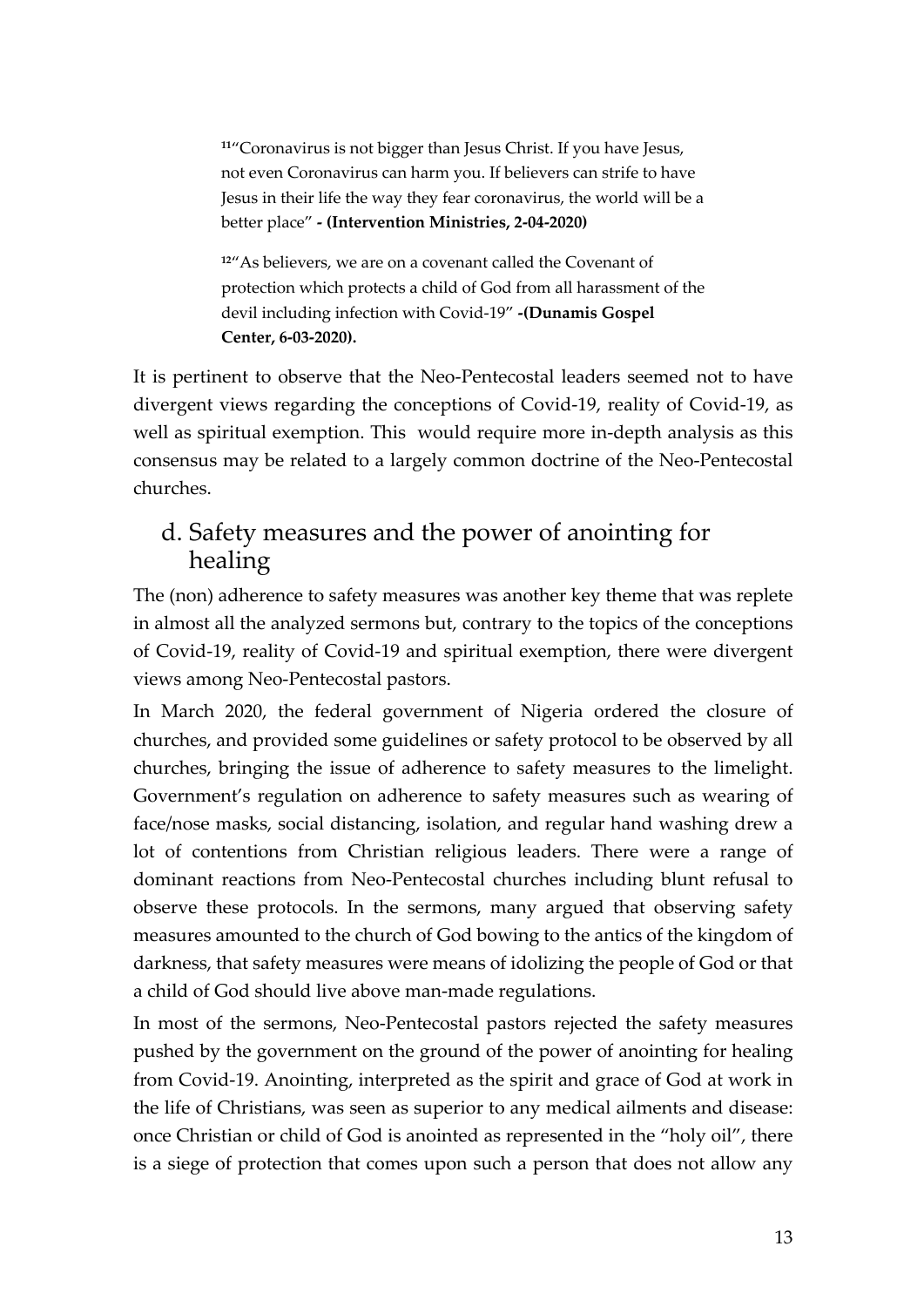> [11]"Coronavirus is not bigger than Jesus Christ. If you have Jesus, not even Coronavirus can harm you. If believers can strife to have Jesus in their life the way they fear coronavirus, the world will be a better place" **- (Intervention Ministries, 2-04-2020)**

> [12]"As believers, we are on a covenant called the Covenant of protection which protects a child of God from all harassment of the devil including infection with Covid-19" **-(Dunamis Gospel Center, 6-03-2020).**

It is pertinent to observe that the Neo-Pentecostal leaders seemed not to have divergent views regarding the conceptions of Covid-19, reality of Covid-19, as well as spiritual exemption. This would require more in-depth analysis as this consensus may be related to a largely common doctrine of the Neo-Pentecostal churches.

## d. Safety measures and the power of anointing for healing

The (non) adherence to safety measures was another key theme that was replete in almost all the analyzed sermons but, contrary to the topics of the conceptions of Covid-19, reality of Covid-19 and spiritual exemption, there were divergent views among Neo-Pentecostal pastors.

In March 2020, the federal government of Nigeria ordered the closure of churches, and provided some guidelines or safety protocol to be observed by all churches, bringing the issue of adherence to safety measures to the limelight. Government's regulation on adherence to safety measures such as wearing of face/nose masks, social distancing, isolation, and regular hand washing drew a lot of contentions from Christian religious leaders. There were a range of dominant reactions from Neo-Pentecostal churches including blunt refusal to observe these protocols. In the sermons, many argued that observing safety measures amounted to the church of God bowing to the antics of the kingdom of darkness, that safety measures were means of idolizing the people of God or that a child of God should live above man-made regulations.

In most of the sermons, Neo-Pentecostal pastors rejected the safety measures pushed by the government on the ground of the power of anointing for healing from Covid-19. Anointing, interpreted as the spirit and grace of God at work in the life of Christians, was seen as superior to any medical ailments and disease: once Christian or child of God is anointed as represented in the "holy oil", there is a siege of protection that comes upon such a person that does not allow any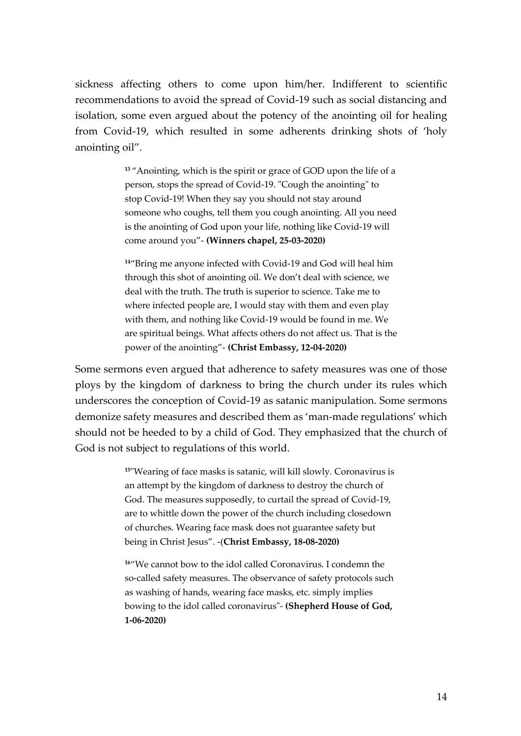sickness affecting others to come upon him/her. Indifferent to scientific recommendations to avoid the spread of Covid-19 such as social distancing and isolation, some even argued about the potency of the anointing oil for healing from Covid-19, which resulted in some adherents drinking shots of 'holy anointing oil".

> [13] "Anointing, which is the spirit or grace of GOD upon the life of a person, stops the spread of Covid-19. "Cough the anointing" to stop Covid-19! When they say you should not stay around someone who coughs, tell them you cough anointing. All you need is the anointing of God upon your life, nothing like Covid-19 will come around you"- **(Winners chapel, 25-03-2020)**

> [14]"Bring me anyone infected with Covid-19 and God will heal him through this shot of anointing oil. We don't deal with science, we deal with the truth. The truth is superior to science. Take me to where infected people are, I would stay with them and even play with them, and nothing like Covid-19 would be found in me. We are spiritual beings. What affects others do not affect us. That is the power of the anointing"- **(Christ Embassy, 12-04-2020)**

Some sermons even argued that adherence to safety measures was one of those ploys by the kingdom of darkness to bring the church under its rules which underscores the conception of Covid-19 as satanic manipulation. Some sermons demonize safety measures and described them as 'man-made regulations' which should not be heeded to by a child of God. They emphasized that the church of God is not subject to regulations of this world.

> [15]"Wearing of face masks is satanic, will kill slowly. Coronavirus is an attempt by the kingdom of darkness to destroy the church of God. The measures supposedly, to curtail the spread of Covid-19, are to whittle down the power of the church including closedown of churches. Wearing face mask does not guarantee safety but being in Christ Jesus". -(**Christ Embassy, 18-08-2020)**

> [16]"We cannot bow to the idol called Coronavirus. I condemn the so-called safety measures. The observance of safety protocols such as washing of hands, wearing face masks, etc. simply implies bowing to the idol called coronavirus"- **(Shepherd House of God, 1-06-2020)**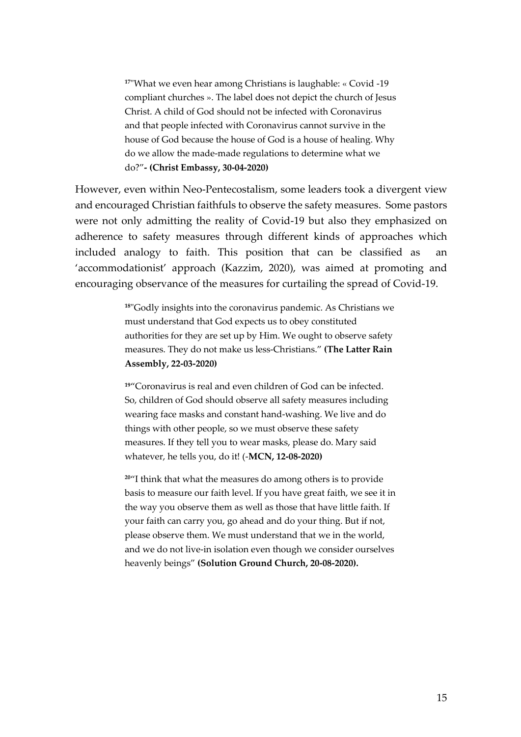> [17]"What we even hear among Christians is laughable: « Covid -19 compliant churches ». The label does not depict the church of Jesus Christ. A child of God should not be infected with Coronavirus and that people infected with Coronavirus cannot survive in the house of God because the house of God is a house of healing. Why do we allow the made-made regulations to determine what we do?" **- (Christ Embassy, 30-04-2020)**

However, even within Neo-Pentecostalism, some leaders took a divergent view and encouraged Christian faithfuls to observe the safety measures. Some pastors were not only admitting the reality of Covid-19 but also they emphasized on adherence to safety measures through different kinds of approaches which included analogy to faith. This position that can be classified as an 'accommodationist' approach (Kazzim, 2020), was aimed at promoting and encouraging observance of the measures for curtailing the spread of Covid-19.

> [18]"Godly insights into the coronavirus pandemic. As Christians we must understand that God expects us to obey constituted authorities for they are set up by Him. We ought to observe safety measures. They do not make us less-Christians." **(The Latter Rain Assembly, 22-03-2020)**

> [19]"Coronavirus is real and even children of God can be infected. So, children of God should observe all safety measures including wearing face masks and constant hand-washing. We live and do things with other people, so we must observe these safety measures. If they tell you to wear masks, please do. Mary said whatever, he tells you, do it! (-**MCN, 12-08-2020)**

> [20]"I think that what the measures do among others is to provide basis to measure our faith level. If you have great faith, we see it in the way you observe them as well as those that have little faith. If your faith can carry you, go ahead and do your thing. But if not, please observe them. We must understand that we in the world, and we do not live-in isolation even though we consider ourselves heavenly beings" **(Solution Ground Church, 20-08-2020).**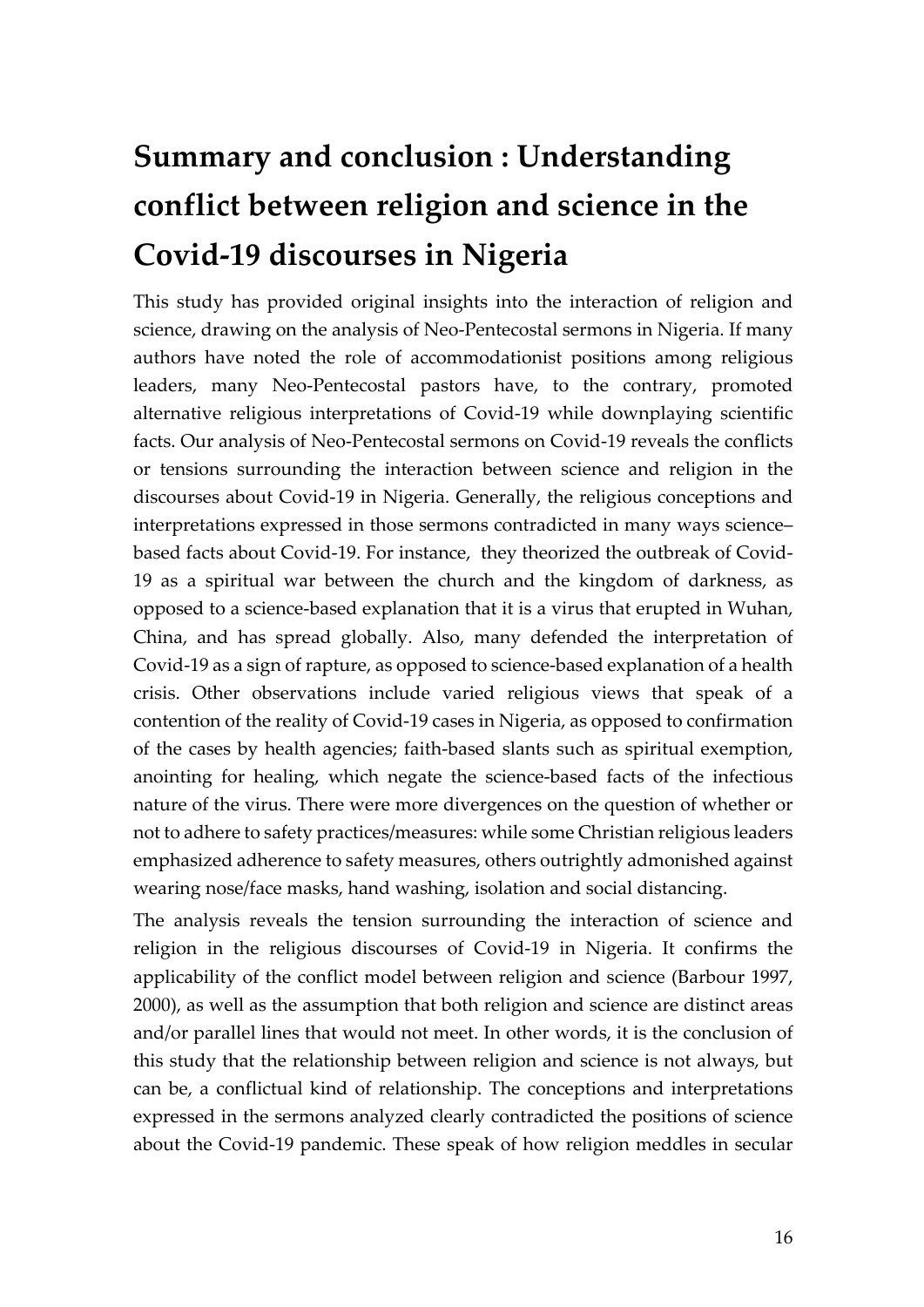## Summary and conclusion : Understanding conflict between religion and science in the Covid-19 discourses in Nigeria

This study has provided original insights into the interaction of religion and science, drawing on the analysis of Neo-Pentecostal sermons in Nigeria. If many authors have noted the role of accommodationist positions among religious leaders, many Neo-Pentecostal pastors have, to the contrary, promoted alternative religious interpretations of Covid-19 while downplaying scientific facts. Our analysis of Neo-Pentecostal sermons on Covid-19 reveals the conflicts or tensions surrounding the interaction between science and religion in the discourses about Covid-19 in Nigeria. Generally, the religious conceptions and interpretations expressed in those sermons contradicted in many ways science–based facts about Covid-19. For instance, they theorized the outbreak of Covid-19 as a spiritual war between the church and the kingdom of darkness, as opposed to a science-based explanation that it is a virus that erupted in Wuhan, China, and has spread globally. Also, many defended the interpretation of Covid-19 as a sign of rapture, as opposed to science-based explanation of a health crisis. Other observations include varied religious views that speak of a contention of the reality of Covid-19 cases in Nigeria, as opposed to confirmation of the cases by health agencies; faith-based slants such as spiritual exemption, anointing for healing, which negate the science-based facts of the infectious nature of the virus. There were more divergences on the question of whether or not to adhere to safety practices/measures: while some Christian religious leaders emphasized adherence to safety measures, others outrightly admonished against wearing nose/face masks, hand washing, isolation and social distancing.

The analysis reveals the tension surrounding the interaction of science and religion in the religious discourses of Covid-19 in Nigeria. It confirms the applicability of the conflict model between religion and science (Barbour 1997, 2000), as well as the assumption that both religion and science are distinct areas and/or parallel lines that would not meet. In other words, it is the conclusion of this study that the relationship between religion and science is not always, but can be, a conflictual kind of relationship. The conceptions and interpretations expressed in the sermons analyzed clearly contradicted the positions of science about the Covid-19 pandemic. These speak of how religion meddles in secular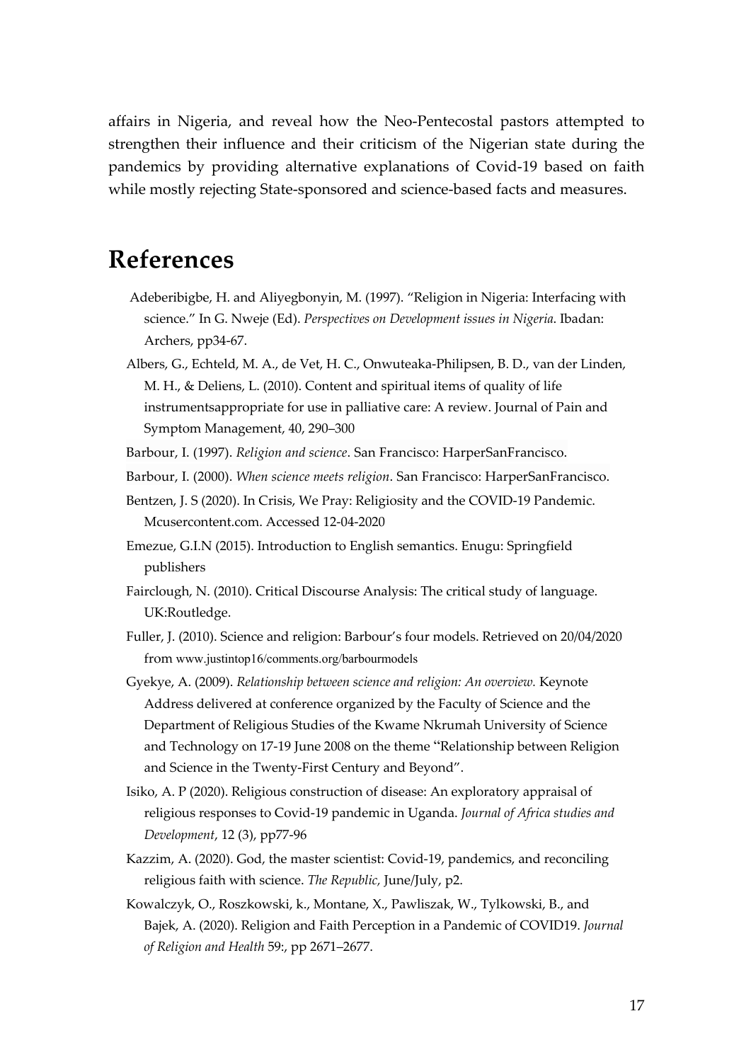affairs in Nigeria, and reveal how the Neo-Pentecostal pastors attempted to strengthen their influence and their criticism of the Nigerian state during the pandemics by providing alternative explanations of Covid-19 based on faith while mostly rejecting State-sponsored and science-based facts and measures.

# References

Adeberibigbe, H. and Aliyegbonyin, M. (1997). "Religion in Nigeria: Interfacing with science." In G. Nweje (Ed). *Perspectives on Development issues in Nigeria*. Ibadan: Archers, pp34-67.

Albers, G., Echteld, M. A., de Vet, H. C., Onwuteaka-Philipsen, B. D., van der Linden, M. H., & Deliens, L. (2010). Content and spiritual items of quality of life instrumentsappropriate for use in palliative care: A review. Journal of Pain and Symptom Management, 40, 290–300

Barbour, I. (1997). *Religion and science*. San Francisco: HarperSanFrancisco.

Barbour, I. (2000). *When science meets religion*. San Francisco: HarperSanFrancisco.

Bentzen, J. S (2020). In Crisis, We Pray: Religiosity and the COVID-19 Pandemic. Mcusercontent.com. Accessed 12-04-2020

Emezue, G.I.N (2015). Introduction to English semantics. Enugu: Springfield publishers

Fairclough, N. (2010). Critical Discourse Analysis: The critical study of language. UK:Routledge.

Fuller, J. (2010). Science and religion: Barbour's four models. Retrieved on 20/04/2020 from www.justintop16/comments.org/barbourmodels

Gyekye, A. (2009). *Relationship between science and religion: An overview.* Keynote Address delivered at conference organized by the Faculty of Science and the Department of Religious Studies of the Kwame Nkrumah University of Science and Technology on 17-19 June 2008 on the theme "Relationship between Religion and Science in the Twenty-First Century and Beyond".

Isiko, A. P (2020). Religious construction of disease: An exploratory appraisal of religious responses to Covid-19 pandemic in Uganda. *Journal of Africa studies and Development*, 12 (3), pp77-96

Kazzim, A. (2020). God, the master scientist: Covid-19, pandemics, and reconciling religious faith with science. *The Republic,* June/July, p2.

Kowalczyk, O., Roszkowski, k., Montane, X., Pawliszak, W., Tylkowski, B., and Bajek, A. (2020). Religion and Faith Perception in a Pandemic of COVID19. *Journal of Religion and Health* 59:, pp 2671–2677.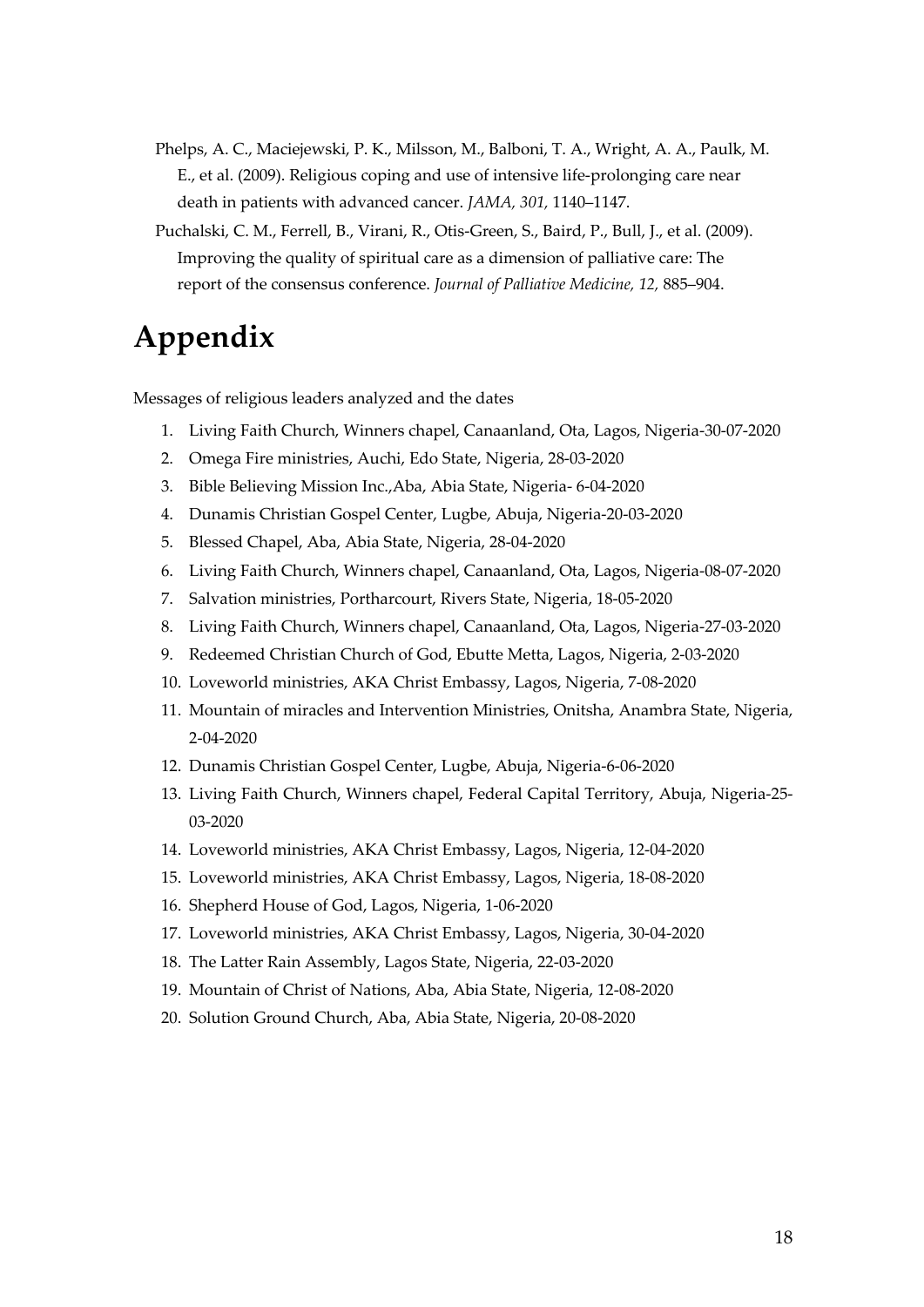Phelps, A. C., Maciejewski, P. K., Milsson, M., Balboni, T. A., Wright, A. A., Paulk, M. E., et al. (2009). Religious coping and use of intensive life-prolonging care near death in patients with advanced cancer. *JAMA, 301,* 1140–1147.

Puchalski, C. M., Ferrell, B., Virani, R., Otis-Green, S., Baird, P., Bull, J., et al. (2009). Improving the quality of spiritual care as a dimension of palliative care: The report of the consensus conference. *Journal of Palliative Medicine, 12,* 885–904.

# Appendix

Messages of religious leaders analyzed and the dates

1. Living Faith Church, Winners chapel, Canaanland, Ota, Lagos, Nigeria-30-07-2020
2. Omega Fire ministries, Auchi, Edo State, Nigeria, 28-03-2020
3. Bible Believing Mission Inc.,Aba, Abia State, Nigeria- 6-04-2020
4. Dunamis Christian Gospel Center, Lugbe, Abuja, Nigeria-20-03-2020
5. Blessed Chapel, Aba, Abia State, Nigeria, 28-04-2020
6. Living Faith Church, Winners chapel, Canaanland, Ota, Lagos, Nigeria-08-07-2020
7. Salvation ministries, Portharcourt, Rivers State, Nigeria, 18-05-2020
8. Living Faith Church, Winners chapel, Canaanland, Ota, Lagos, Nigeria-27-03-2020
9. Redeemed Christian Church of God, Ebutte Metta, Lagos, Nigeria, 2-03-2020
10. Loveworld ministries, AKA Christ Embassy, Lagos, Nigeria, 7-08-2020
11. Mountain of miracles and Intervention Ministries, Onitsha, Anambra State, Nigeria, 2-04-2020
12. Dunamis Christian Gospel Center, Lugbe, Abuja, Nigeria-6-06-2020
13. Living Faith Church, Winners chapel, Federal Capital Territory, Abuja, Nigeria-25-03-2020
14. Loveworld ministries, AKA Christ Embassy, Lagos, Nigeria, 12-04-2020
15. Loveworld ministries, AKA Christ Embassy, Lagos, Nigeria, 18-08-2020
16. Shepherd House of God, Lagos, Nigeria, 1-06-2020
17. Loveworld ministries, AKA Christ Embassy, Lagos, Nigeria, 30-04-2020
18. The Latter Rain Assembly, Lagos State, Nigeria, 22-03-2020
19. Mountain of Christ of Nations, Aba, Abia State, Nigeria, 12-08-2020
20. Solution Ground Church, Aba, Abia State, Nigeria, 20-08-2020